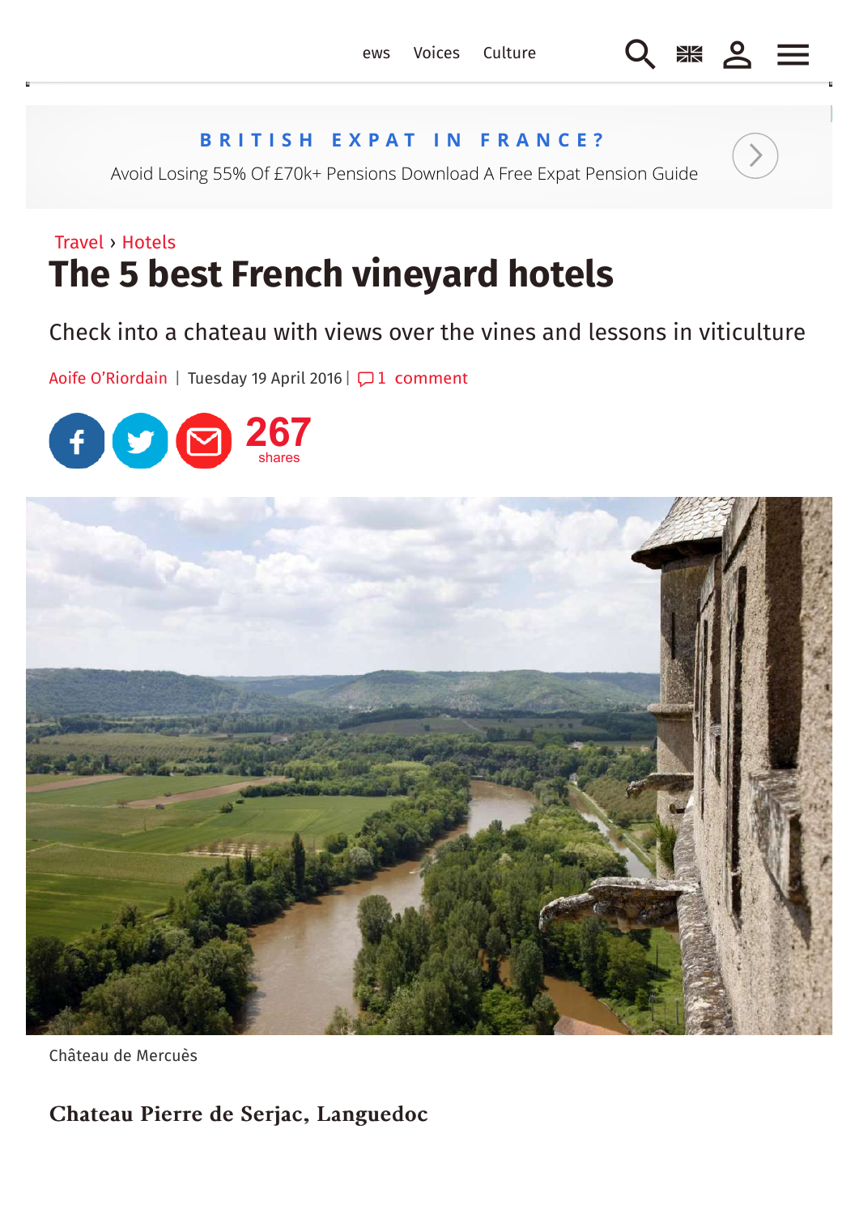Travel › Hotels

# The 5 best French vineyard hotels

Check into a chateau with views over the vines and lessons in viticulture

Aoife O'Riordain | Tuesday 19 April 2016 | 1 comment

Château de Mercuès

## Chateau Pierre de Serjac, Languedoc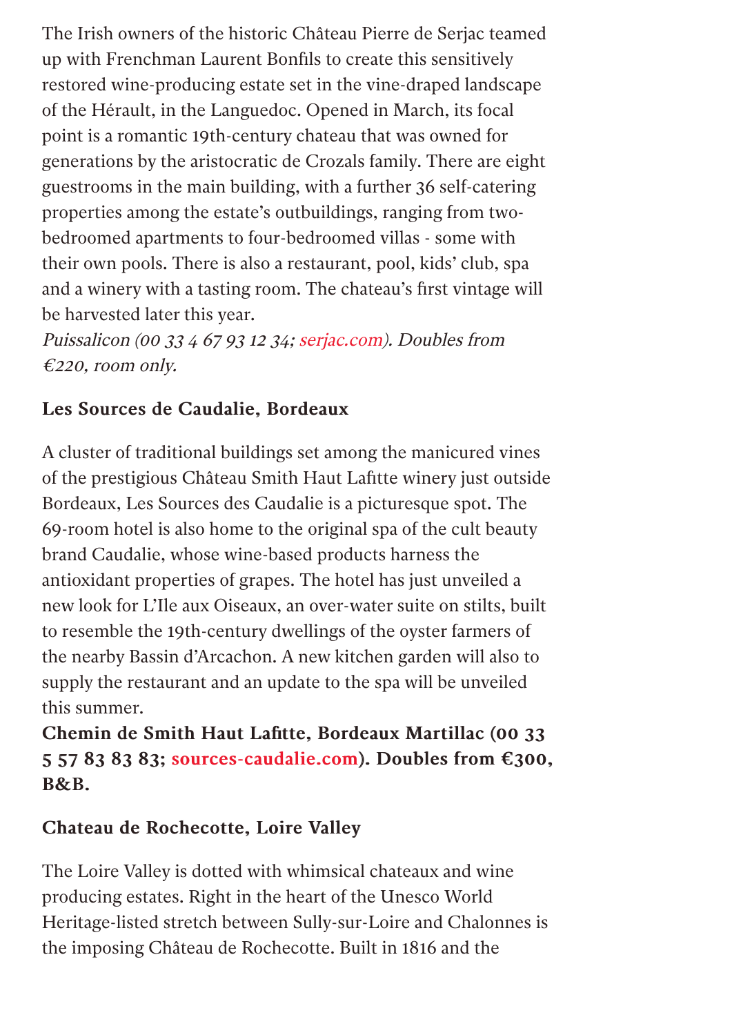The Irish owners of the historic Château Pierre de Serjac teamed up with Frenchman Laurent Bonfils to create this sensitively restored wine-producing estate set in the vine-draped landscape of the Hérault, in the Languedoc. Opened in March, its focal point is a romantic 19th-century chateau that was owned for generations by the aristocratic de Crozals family. There are eight guestrooms in the main building, with a further 36 self-catering properties among the estate's outbuildings, ranging from two-bedroomed apartments to four-bedroomed villas - some with their own pools. There is also a restaurant, pool, kids' club, spa and a winery with a tasting room. The chateau's first vintage will be harvested later this year.

*Puissalicon (00 33 4 67 93 12 34; serjac.com). Doubles from €220, room only.*

**Les Sources de Caudalie, Bordeaux**

A cluster of traditional buildings set among the manicured vines of the prestigious Château Smith Haut Lafitte winery just outside Bordeaux, Les Sources des Caudalie is a picturesque spot. The 69-room hotel is also home to the original spa of the cult beauty brand Caudalie, whose wine-based products harness the antioxidant properties of grapes. The hotel has just unveiled a new look for L'Ile aux Oiseaux, an over-water suite on stilts, built to resemble the 19th-century dwellings of the oyster farmers of the nearby Bassin d'Arcachon. A new kitchen garden will also to supply the restaurant and an update to the spa will be unveiled this summer.

**Chemin de Smith Haut Lafitte, Bordeaux Martillac (00 33 5 57 83 83 83; sources-caudalie.com). Doubles from €300, B&B.**

**Chateau de Rochecotte, Loire Valley**

The Loire Valley is dotted with whimsical chateaux and wine producing estates. Right in the heart of the Unesco World Heritage-listed stretch between Sully-sur-Loire and Chalonnes is the imposing Château de Rochecotte. Built in 1816 and the